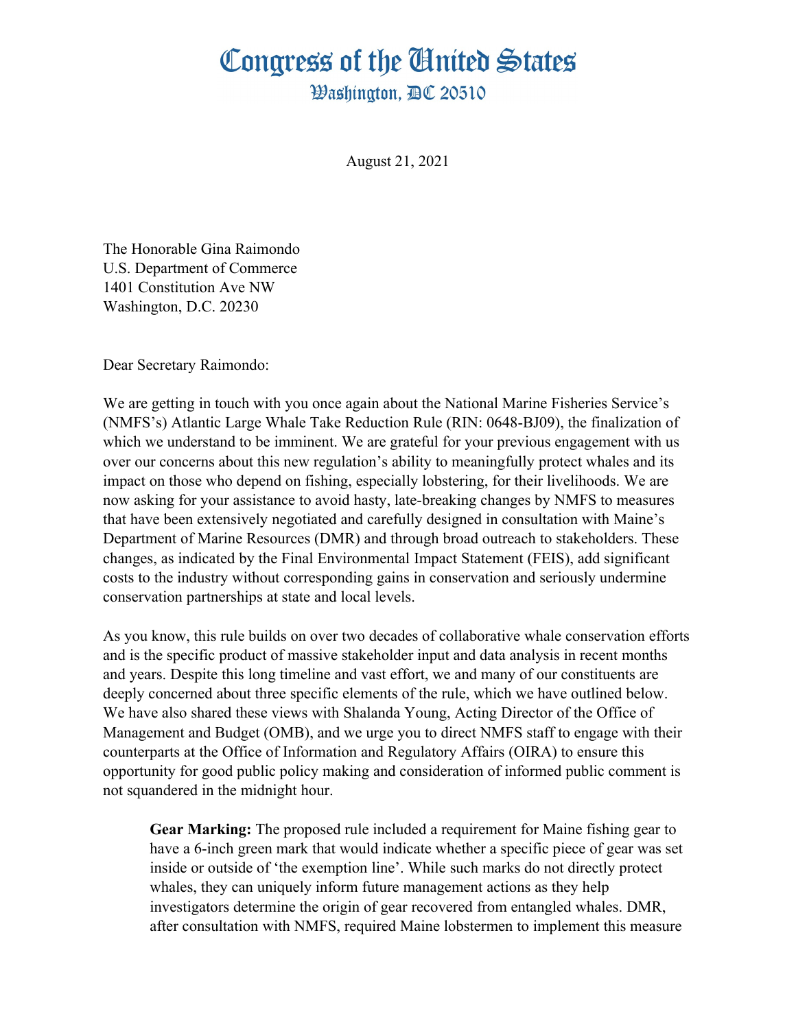# Congress of the United States

## Washington, DC 20510

August 21, 2021

The Honorable Gina Raimondo
U.S. Department of Commerce
1401 Constitution Ave NW
Washington, D.C. 20230

Dear Secretary Raimondo:

We are getting in touch with you once again about the National Marine Fisheries Service's (NMFS's) Atlantic Large Whale Take Reduction Rule (RIN: 0648-BJ09), the finalization of which we understand to be imminent. We are grateful for your previous engagement with us over our concerns about this new regulation's ability to meaningfully protect whales and its impact on those who depend on fishing, especially lobstering, for their livelihoods. We are now asking for your assistance to avoid hasty, late-breaking changes by NMFS to measures that have been extensively negotiated and carefully designed in consultation with Maine's Department of Marine Resources (DMR) and through broad outreach to stakeholders. These changes, as indicated by the Final Environmental Impact Statement (FEIS), add significant costs to the industry without corresponding gains in conservation and seriously undermine conservation partnerships at state and local levels.

As you know, this rule builds on over two decades of collaborative whale conservation efforts and is the specific product of massive stakeholder input and data analysis in recent months and years. Despite this long timeline and vast effort, we and many of our constituents are deeply concerned about three specific elements of the rule, which we have outlined below. We have also shared these views with Shalanda Young, Acting Director of the Office of Management and Budget (OMB), and we urge you to direct NMFS staff to engage with their counterparts at the Office of Information and Regulatory Affairs (OIRA) to ensure this opportunity for good public policy making and consideration of informed public comment is not squandered in the midnight hour.

> **Gear Marking:** The proposed rule included a requirement for Maine fishing gear to have a 6-inch green mark that would indicate whether a specific piece of gear was set inside or outside of 'the exemption line'. While such marks do not directly protect whales, they can uniquely inform future management actions as they help investigators determine the origin of gear recovered from entangled whales. DMR, after consultation with NMFS, required Maine lobstermen to implement this measure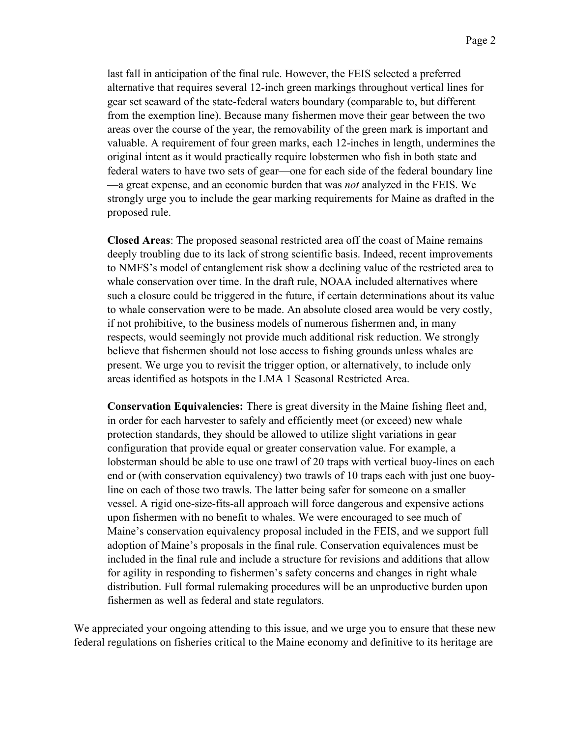last fall in anticipation of the final rule. However, the FEIS selected a preferred alternative that requires several 12-inch green markings throughout vertical lines for gear set seaward of the state-federal waters boundary (comparable to, but different from the exemption line). Because many fishermen move their gear between the two areas over the course of the year, the removability of the green mark is important and valuable. A requirement of four green marks, each 12-inches in length, undermines the original intent as it would practically require lobstermen who fish in both state and federal waters to have two sets of gear—one for each side of the federal boundary line—a great expense, and an economic burden that was *not* analyzed in the FEIS. We strongly urge you to include the gear marking requirements for Maine as drafted in the proposed rule.

**Closed Areas**: The proposed seasonal restricted area off the coast of Maine remains deeply troubling due to its lack of strong scientific basis. Indeed, recent improvements to NMFS's model of entanglement risk show a declining value of the restricted area to whale conservation over time. In the draft rule, NOAA included alternatives where such a closure could be triggered in the future, if certain determinations about its value to whale conservation were to be made. An absolute closed area would be very costly, if not prohibitive, to the business models of numerous fishermen and, in many respects, would seemingly not provide much additional risk reduction. We strongly believe that fishermen should not lose access to fishing grounds unless whales are present. We urge you to revisit the trigger option, or alternatively, to include only areas identified as hotspots in the LMA 1 Seasonal Restricted Area.

**Conservation Equivalencies:** There is great diversity in the Maine fishing fleet and, in order for each harvester to safely and efficiently meet (or exceed) new whale protection standards, they should be allowed to utilize slight variations in gear configuration that provide equal or greater conservation value. For example, a lobsterman should be able to use one trawl of 20 traps with vertical buoy-lines on each end or (with conservation equivalency) two trawls of 10 traps each with just one buoy-line on each of those two trawls. The latter being safer for someone on a smaller vessel. A rigid one-size-fits-all approach will force dangerous and expensive actions upon fishermen with no benefit to whales. We were encouraged to see much of Maine's conservation equivalency proposal included in the FEIS, and we support full adoption of Maine's proposals in the final rule. Conservation equivalences must be included in the final rule and include a structure for revisions and additions that allow for agility in responding to fishermen's safety concerns and changes in right whale distribution. Full formal rulemaking procedures will be an unproductive burden upon fishermen as well as federal and state regulators.

We appreciated your ongoing attending to this issue, and we urge you to ensure that these new federal regulations on fisheries critical to the Maine economy and definitive to its heritage are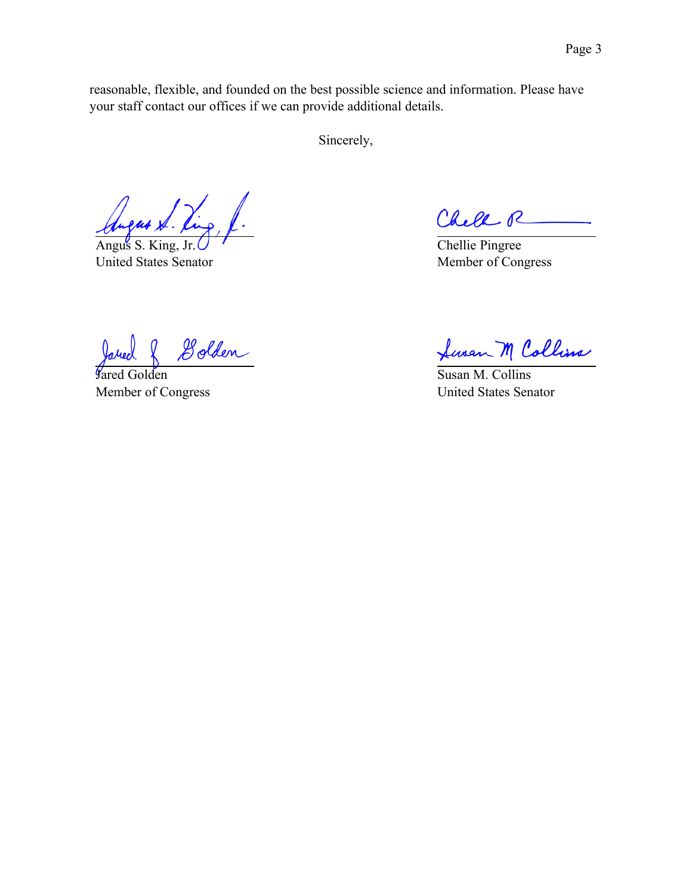reasonable, flexible, and founded on the best possible science and information. Please have your staff contact our offices if we can provide additional details.

Sincerely,

Angus S. King, Jr.
United States Senator

Chellie Pingree
Member of Congress

Jared Golden
Member of Congress

Susan M. Collins
United States Senator